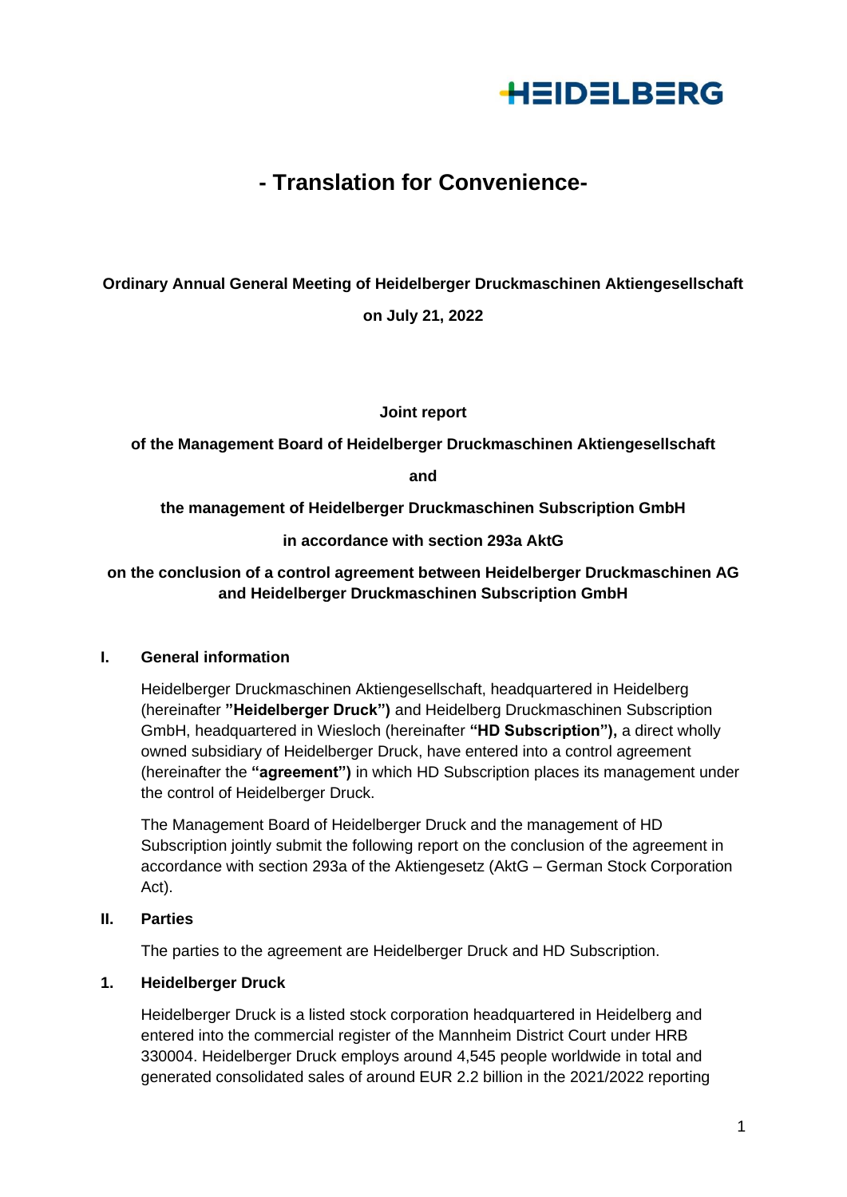# - Translation for Convenience-

**Ordinary Annual General Meeting of Heidelberger Druckmaschinen Aktiengesellschaft**

**on July 21, 2022**

**Joint report**

**of the Management Board of Heidelberger Druckmaschinen Aktiengesellschaft**

**and**

**the management of Heidelberger Druckmaschinen Subscription GmbH**

**in accordance with section 293a AktG**

**on the conclusion of a control agreement between Heidelberger Druckmaschinen AG and Heidelberger Druckmaschinen Subscription GmbH**

## I. General information

Heidelberger Druckmaschinen Aktiengesellschaft, headquartered in Heidelberg (hereinafter **"Heidelberger Druck")** and Heidelberg Druckmaschinen Subscription GmbH, headquartered in Wiesloch (hereinafter **"HD Subscription"),** a direct wholly owned subsidiary of Heidelberger Druck, have entered into a control agreement (hereinafter the **"agreement")** in which HD Subscription places its management under the control of Heidelberger Druck.

The Management Board of Heidelberger Druck and the management of HD Subscription jointly submit the following report on the conclusion of the agreement in accordance with section 293a of the Aktiengesetz (AktG – German Stock Corporation Act).

## II. Parties

The parties to the agreement are Heidelberger Druck and HD Subscription.

### 1. Heidelberger Druck

Heidelberger Druck is a listed stock corporation headquartered in Heidelberg and entered into the commercial register of the Mannheim District Court under HRB 330004. Heidelberger Druck employs around 4,545 people worldwide in total and generated consolidated sales of around EUR 2.2 billion in the 2021/2022 reporting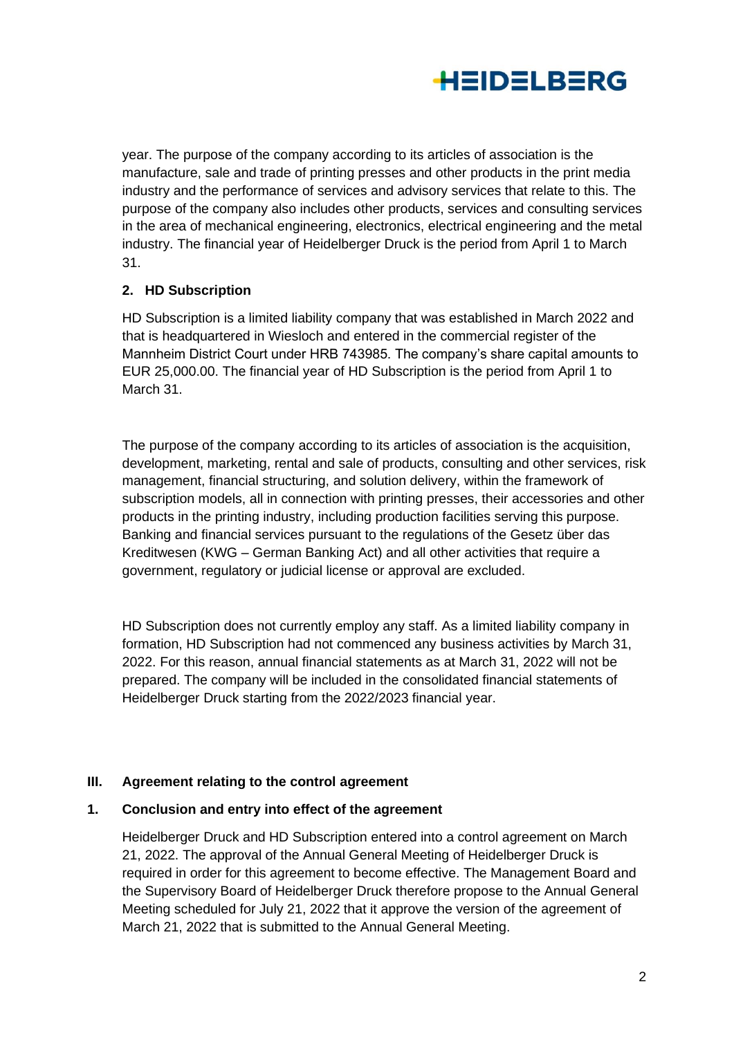year. The purpose of the company according to its articles of association is the manufacture, sale and trade of printing presses and other products in the print media industry and the performance of services and advisory services that relate to this. The purpose of the company also includes other products, services and consulting services in the area of mechanical engineering, electronics, electrical engineering and the metal industry. The financial year of Heidelberger Druck is the period from April 1 to March 31.

### 2. HD Subscription

HD Subscription is a limited liability company that was established in March 2022 and that is headquartered in Wiesloch and entered in the commercial register of the Mannheim District Court under HRB 743985. The company's share capital amounts to EUR 25,000.00. The financial year of HD Subscription is the period from April 1 to March 31.

The purpose of the company according to its articles of association is the acquisition, development, marketing, rental and sale of products, consulting and other services, risk management, financial structuring, and solution delivery, within the framework of subscription models, all in connection with printing presses, their accessories and other products in the printing industry, including production facilities serving this purpose. Banking and financial services pursuant to the regulations of the Gesetz über das Kreditwesen (KWG – German Banking Act) and all other activities that require a government, regulatory or judicial license or approval are excluded.

HD Subscription does not currently employ any staff. As a limited liability company in formation, HD Subscription had not commenced any business activities by March 31, 2022. For this reason, annual financial statements as at March 31, 2022 will not be prepared. The company will be included in the consolidated financial statements of Heidelberger Druck starting from the 2022/2023 financial year.

## III. Agreement relating to the control agreement

### 1. Conclusion and entry into effect of the agreement

Heidelberger Druck and HD Subscription entered into a control agreement on March 21, 2022. The approval of the Annual General Meeting of Heidelberger Druck is required in order for this agreement to become effective. The Management Board and the Supervisory Board of Heidelberger Druck therefore propose to the Annual General Meeting scheduled for July 21, 2022 that it approve the version of the agreement of March 21, 2022 that is submitted to the Annual General Meeting.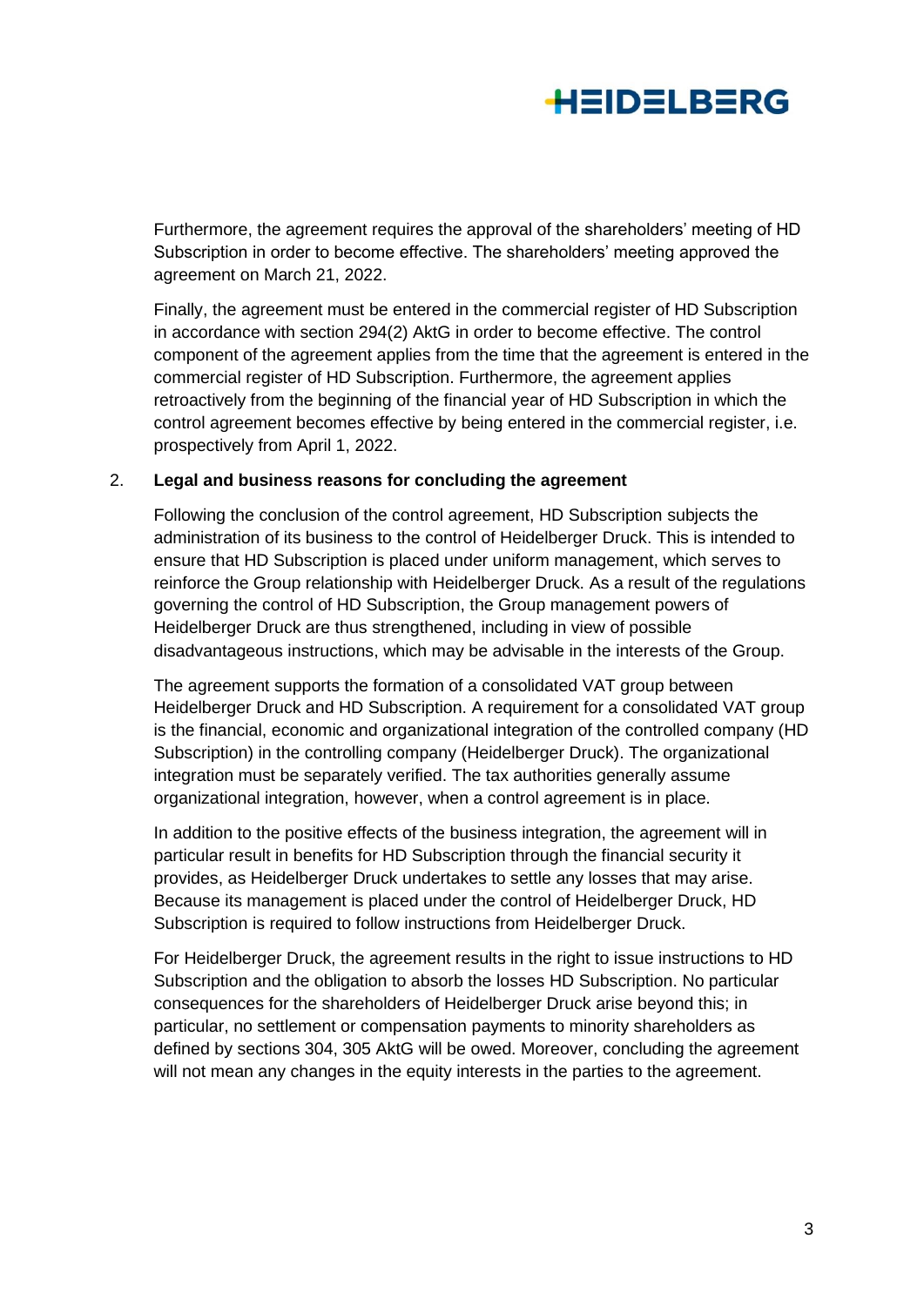Furthermore, the agreement requires the approval of the shareholders' meeting of HD Subscription in order to become effective. The shareholders' meeting approved the agreement on March 21, 2022.

Finally, the agreement must be entered in the commercial register of HD Subscription in accordance with section 294(2) AktG in order to become effective. The control component of the agreement applies from the time that the agreement is entered in the commercial register of HD Subscription. Furthermore, the agreement applies retroactively from the beginning of the financial year of HD Subscription in which the control agreement becomes effective by being entered in the commercial register, i.e. prospectively from April 1, 2022.

2. **Legal and business reasons for concluding the agreement**

Following the conclusion of the control agreement, HD Subscription subjects the administration of its business to the control of Heidelberger Druck. This is intended to ensure that HD Subscription is placed under uniform management, which serves to reinforce the Group relationship with Heidelberger Druck. As a result of the regulations governing the control of HD Subscription, the Group management powers of Heidelberger Druck are thus strengthened, including in view of possible disadvantageous instructions, which may be advisable in the interests of the Group.

The agreement supports the formation of a consolidated VAT group between Heidelberger Druck and HD Subscription. A requirement for a consolidated VAT group is the financial, economic and organizational integration of the controlled company (HD Subscription) in the controlling company (Heidelberger Druck). The organizational integration must be separately verified. The tax authorities generally assume organizational integration, however, when a control agreement is in place.

In addition to the positive effects of the business integration, the agreement will in particular result in benefits for HD Subscription through the financial security it provides, as Heidelberger Druck undertakes to settle any losses that may arise. Because its management is placed under the control of Heidelberger Druck, HD Subscription is required to follow instructions from Heidelberger Druck.

For Heidelberger Druck, the agreement results in the right to issue instructions to HD Subscription and the obligation to absorb the losses HD Subscription. No particular consequences for the shareholders of Heidelberger Druck arise beyond this; in particular, no settlement or compensation payments to minority shareholders as defined by sections 304, 305 AktG will be owed. Moreover, concluding the agreement will not mean any changes in the equity interests in the parties to the agreement.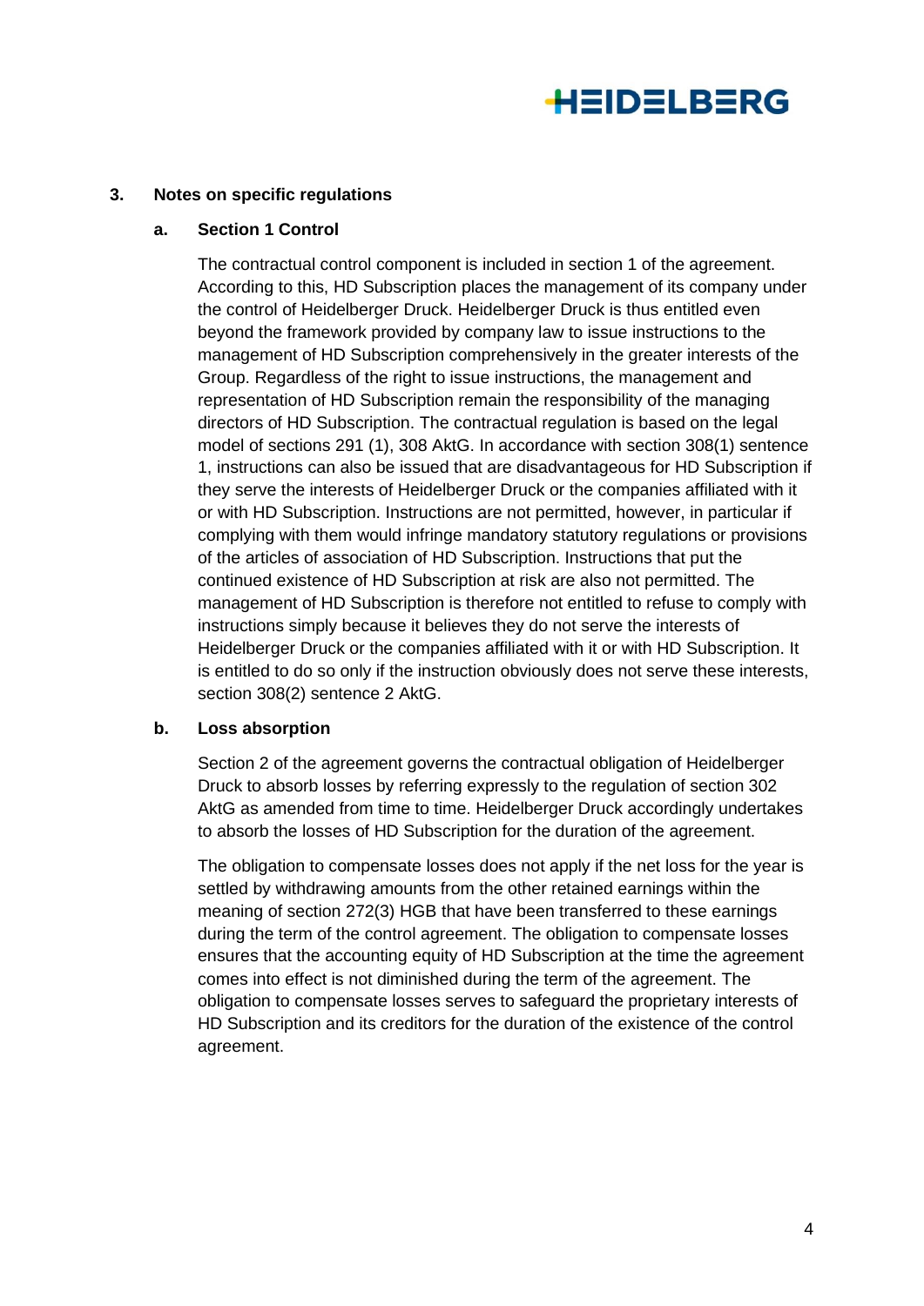## 3. Notes on specific regulations

### a. Section 1 Control

The contractual control component is included in section 1 of the agreement. According to this, HD Subscription places the management of its company under the control of Heidelberger Druck. Heidelberger Druck is thus entitled even beyond the framework provided by company law to issue instructions to the management of HD Subscription comprehensively in the greater interests of the Group. Regardless of the right to issue instructions, the management and representation of HD Subscription remain the responsibility of the managing directors of HD Subscription. The contractual regulation is based on the legal model of sections 291 (1), 308 AktG. In accordance with section 308(1) sentence 1, instructions can also be issued that are disadvantageous for HD Subscription if they serve the interests of Heidelberger Druck or the companies affiliated with it or with HD Subscription. Instructions are not permitted, however, in particular if complying with them would infringe mandatory statutory regulations or provisions of the articles of association of HD Subscription. Instructions that put the continued existence of HD Subscription at risk are also not permitted. The management of HD Subscription is therefore not entitled to refuse to comply with instructions simply because it believes they do not serve the interests of Heidelberger Druck or the companies affiliated with it or with HD Subscription. It is entitled to do so only if the instruction obviously does not serve these interests, section 308(2) sentence 2 AktG.

### b. Loss absorption

Section 2 of the agreement governs the contractual obligation of Heidelberger Druck to absorb losses by referring expressly to the regulation of section 302 AktG as amended from time to time. Heidelberger Druck accordingly undertakes to absorb the losses of HD Subscription for the duration of the agreement.

The obligation to compensate losses does not apply if the net loss for the year is settled by withdrawing amounts from the other retained earnings within the meaning of section 272(3) HGB that have been transferred to these earnings during the term of the control agreement. The obligation to compensate losses ensures that the accounting equity of HD Subscription at the time the agreement comes into effect is not diminished during the term of the agreement. The obligation to compensate losses serves to safeguard the proprietary interests of HD Subscription and its creditors for the duration of the existence of the control agreement.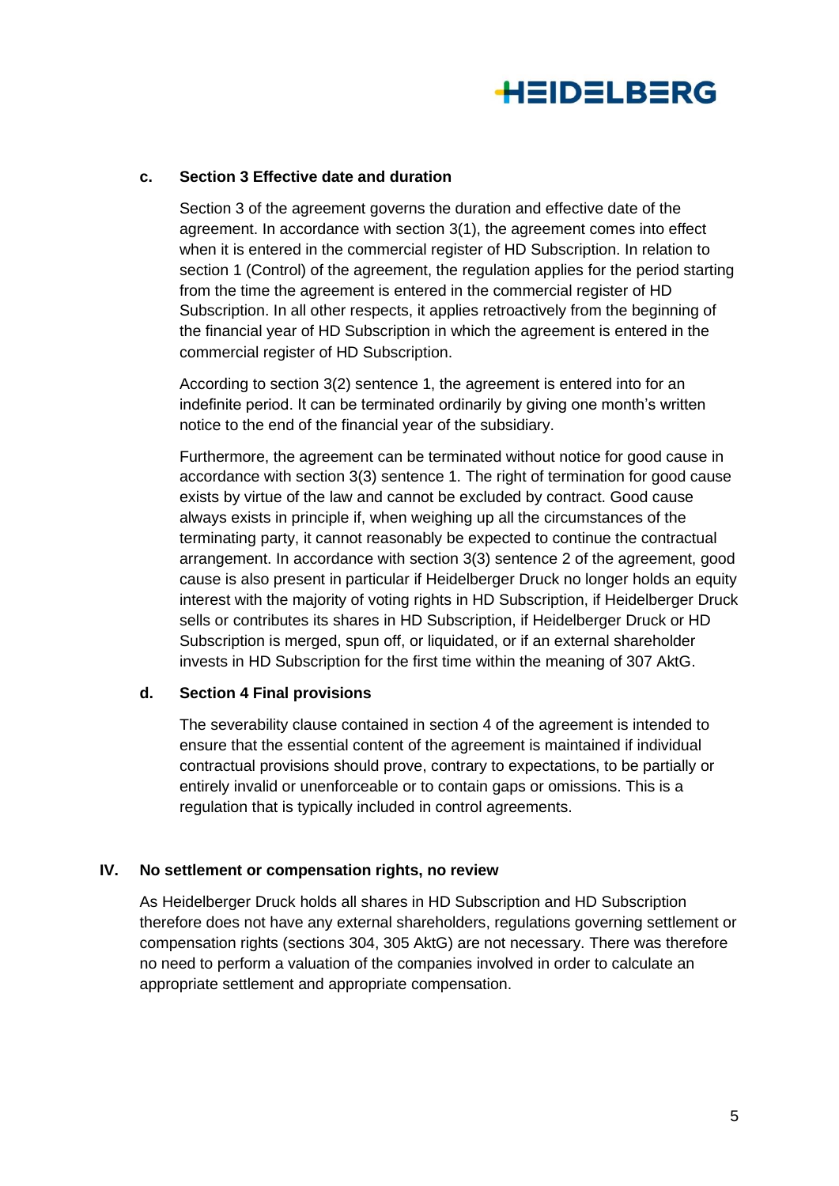### c. Section 3 Effective date and duration

Section 3 of the agreement governs the duration and effective date of the agreement. In accordance with section 3(1), the agreement comes into effect when it is entered in the commercial register of HD Subscription. In relation to section 1 (Control) of the agreement, the regulation applies for the period starting from the time the agreement is entered in the commercial register of HD Subscription. In all other respects, it applies retroactively from the beginning of the financial year of HD Subscription in which the agreement is entered in the commercial register of HD Subscription.

According to section 3(2) sentence 1, the agreement is entered into for an indefinite period. It can be terminated ordinarily by giving one month's written notice to the end of the financial year of the subsidiary.

Furthermore, the agreement can be terminated without notice for good cause in accordance with section 3(3) sentence 1. The right of termination for good cause exists by virtue of the law and cannot be excluded by contract. Good cause always exists in principle if, when weighing up all the circumstances of the terminating party, it cannot reasonably be expected to continue the contractual arrangement. In accordance with section 3(3) sentence 2 of the agreement, good cause is also present in particular if Heidelberger Druck no longer holds an equity interest with the majority of voting rights in HD Subscription, if Heidelberger Druck sells or contributes its shares in HD Subscription, if Heidelberger Druck or HD Subscription is merged, spun off, or liquidated, or if an external shareholder invests in HD Subscription for the first time within the meaning of 307 AktG.

### d. Section 4 Final provisions

The severability clause contained in section 4 of the agreement is intended to ensure that the essential content of the agreement is maintained if individual contractual provisions should prove, contrary to expectations, to be partially or entirely invalid or unenforceable or to contain gaps or omissions. This is a regulation that is typically included in control agreements.

## IV. No settlement or compensation rights, no review

As Heidelberger Druck holds all shares in HD Subscription and HD Subscription therefore does not have any external shareholders, regulations governing settlement or compensation rights (sections 304, 305 AktG) are not necessary. There was therefore no need to perform a valuation of the companies involved in order to calculate an appropriate settlement and appropriate compensation.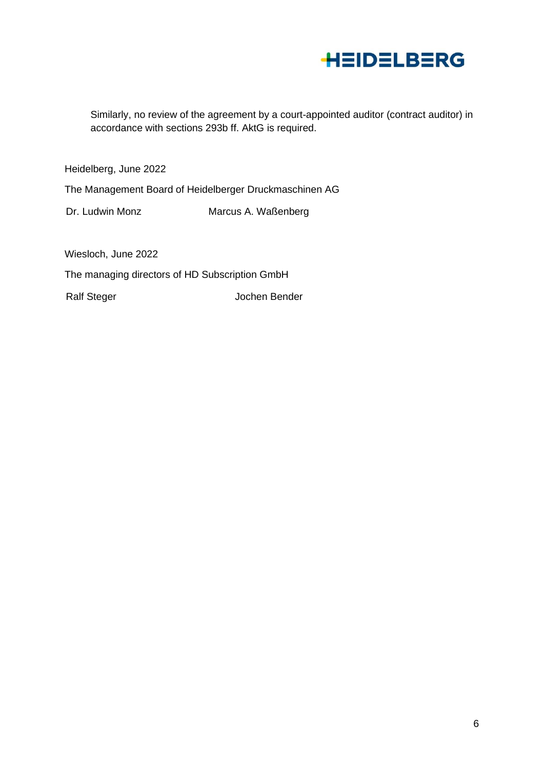Similarly, no review of the agreement by a court-appointed auditor (contract auditor) in accordance with sections 293b ff. AktG is required.

Heidelberg, June 2022

The Management Board of Heidelberger Druckmaschinen AG

Dr. Ludwin Monz Marcus A. Waßenberg

Wiesloch, June 2022

The managing directors of HD Subscription GmbH

Ralf Steger Jochen Bender